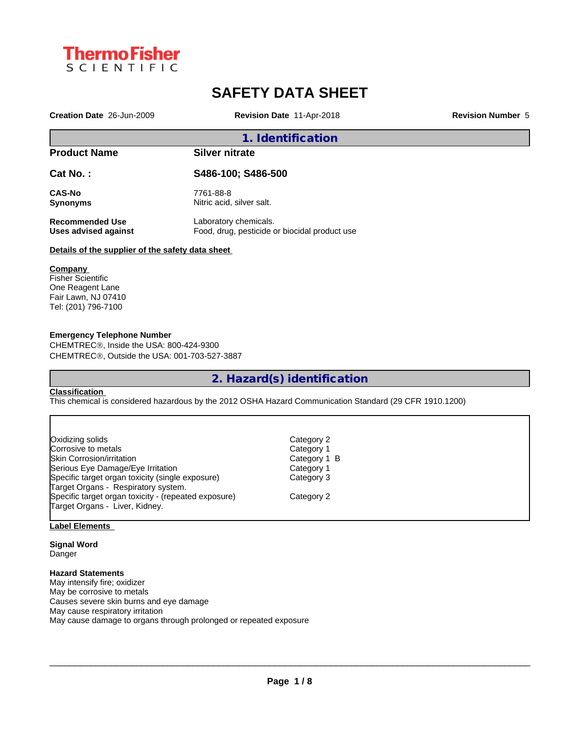ThermoFisher SCIENTIFIC

# SAFETY DATA SHEET

**Creation Date** 26-Jun-2009 **Revision Date** 11-Apr-2018 **Revision Number** 5

## 1. Identification

| | |
|---|---|
| **Product Name** | **Silver nitrate** |
| **Cat No. :** | **S486-100; S486-500** |
| **CAS-No** | 7761-88-8 |
| **Synonyms** | Nitric acid, silver salt. |
| **Recommended Use** | Laboratory chemicals. |
| **Uses advised against** | Food, drug, pesticide or biocidal product use |

**Details of the supplier of the safety data sheet**

**Company**
Fisher Scientific
One Reagent Lane
Fair Lawn, NJ 07410
Tel: (201) 796-7100

**Emergency Telephone Number**
CHEMTREC®, Inside the USA: 800-424-9300
CHEMTREC®, Outside the USA: 001-703-527-3887

## 2. Hazard(s) identification

**Classification**
This chemical is considered hazardous by the 2012 OSHA Hazard Communication Standard (29 CFR 1910.1200)

| | |
|---|---|
| Oxidizing solids | Category 2 |
| Corrosive to metals | Category 1 |
| Skin Corrosion/irritation | Category 1 B |
| Serious Eye Damage/Eye Irritation | Category 1 |
| Specific target organ toxicity (single exposure) | Category 3 |
| Target Organs - Respiratory system. | |
| Specific target organ toxicity - (repeated exposure) | Category 2 |
| Target Organs - Liver, Kidney. | |

**Label Elements**

**Signal Word**
Danger

**Hazard Statements**
May intensify fire; oxidizer
May be corrosive to metals
Causes severe skin burns and eye damage
May cause respiratory irritation
May cause damage to organs through prolonged or repeated exposure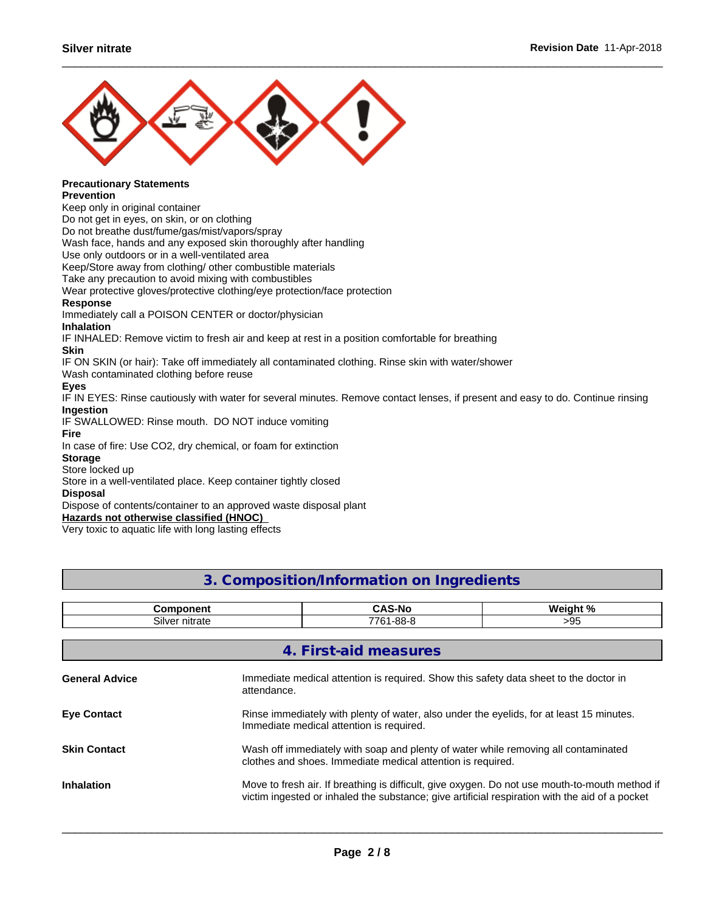**Precautionary Statements**

**Prevention**

Keep only in original container
Do not get in eyes, on skin, or on clothing
Do not breathe dust/fume/gas/mist/vapors/spray
Wash face, hands and any exposed skin thoroughly after handling
Use only outdoors or in a well-ventilated area
Keep/Store away from clothing/ other combustible materials
Take any precaution to avoid mixing with combustibles
Wear protective gloves/protective clothing/eye protection/face protection

**Response**

Immediately call a POISON CENTER or doctor/physician

**Inhalation**

IF INHALED: Remove victim to fresh air and keep at rest in a position comfortable for breathing

**Skin**

IF ON SKIN (or hair): Take off immediately all contaminated clothing. Rinse skin with water/shower
Wash contaminated clothing before reuse

**Eyes**

IF IN EYES: Rinse cautiously with water for several minutes. Remove contact lenses, if present and easy to do. Continue rinsing

**Ingestion**

IF SWALLOWED: Rinse mouth. DO NOT induce vomiting

**Fire**

In case of fire: Use CO2, dry chemical, or foam for extinction

**Storage**

Store locked up
Store in a well-ventilated place. Keep container tightly closed

**Disposal**

Dispose of contents/container to an approved waste disposal plant

**Hazards not otherwise classified (HNOC)**

Very toxic to aquatic life with long lasting effects

## 3. Composition/Information on Ingredients

| Component | CAS-No | Weight % |
|---|---|---|
| Silver nitrate | 7761-88-8 | >95 |

## 4. First-aid measures

**General Advice**
Immediate medical attention is required. Show this safety data sheet to the doctor in attendance.

**Eye Contact**
Rinse immediately with plenty of water, also under the eyelids, for at least 15 minutes. Immediate medical attention is required.

**Skin Contact**
Wash off immediately with soap and plenty of water while removing all contaminated clothes and shoes. Immediate medical attention is required.

**Inhalation**
Move to fresh air. If breathing is difficult, give oxygen. Do not use mouth-to-mouth method if victim ingested or inhaled the substance; give artificial respiration with the aid of a pocket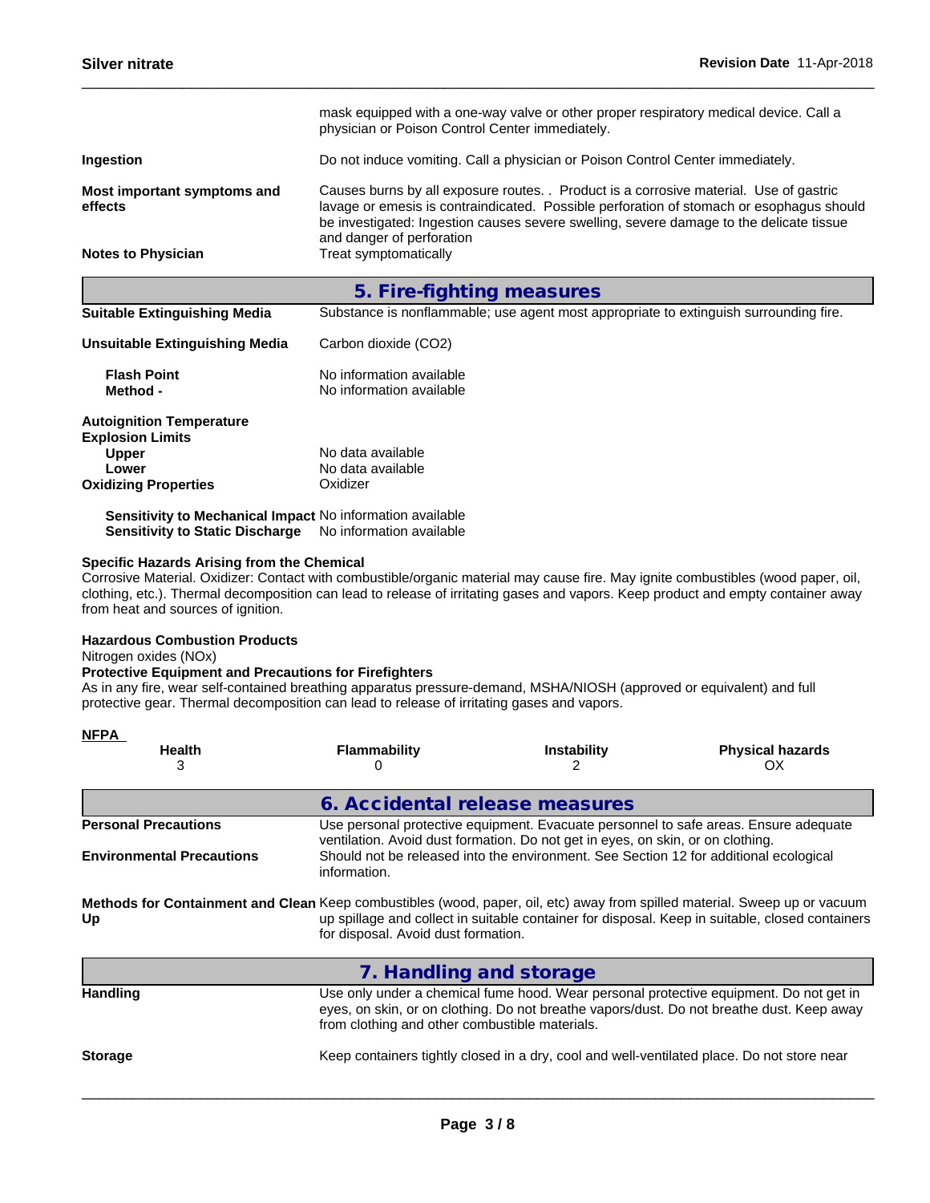mask equipped with a one-way valve or other proper respiratory medical device. Call a physician or Poison Control Center immediately.

**Ingestion** Do not induce vomiting. Call a physician or Poison Control Center immediately.

**Most important symptoms and effects** Causes burns by all exposure routes. . Product is a corrosive material. Use of gastric lavage or emesis is contraindicated. Possible perforation of stomach or esophagus should be investigated: Ingestion causes severe swelling, severe damage to the delicate tissue and danger of perforation

**Notes to Physician** Treat symptomatically

## 5. Fire-fighting measures

**Suitable Extinguishing Media** Substance is nonflammable; use agent most appropriate to extinguish surrounding fire.

**Unsuitable Extinguishing Media** Carbon dioxide ($CO_2$)

**Flash Point** No information available
**Method -** No information available

**Autoignition Temperature**
**Explosion Limits**
**Upper** No data available
**Lower** No data available
**Oxidizing Properties** Oxidizer

**Sensitivity to Mechanical Impact** No information available
**Sensitivity to Static Discharge** No information available

**Specific Hazards Arising from the Chemical**
Corrosive Material. Oxidizer: Contact with combustible/organic material may cause fire. May ignite combustibles (wood paper, oil, clothing, etc.). Thermal decomposition can lead to release of irritating gases and vapors. Keep product and empty container away from heat and sources of ignition.

**Hazardous Combustion Products**
Nitrogen oxides (NOx)
**Protective Equipment and Precautions for Firefighters**
As in any fire, wear self-contained breathing apparatus pressure-demand, MSHA/NIOSH (approved or equivalent) and full protective gear. Thermal decomposition can lead to release of irritating gases and vapors.

**NFPA**

| Health | Flammability | Instability | Physical hazards |
|---|---|---|---|
| 3 | 0 | 2 | OX |

## 6. Accidental release measures

**Personal Precautions** Use personal protective equipment. Evacuate personnel to safe areas. Ensure adequate ventilation. Avoid dust formation. Do not get in eyes, on skin, or on clothing.

**Environmental Precautions** Should not be released into the environment. See Section 12 for additional ecological information.

**Methods for Containment and Clean Up** Keep combustibles (wood, paper, oil, etc) away from spilled material. Sweep up or vacuum up spillage and collect in suitable container for disposal. Keep in suitable, closed containers for disposal. Avoid dust formation.

## 7. Handling and storage

**Handling** Use only under a chemical fume hood. Wear personal protective equipment. Do not get in eyes, on skin, or on clothing. Do not breathe vapors/dust. Do not breathe dust. Keep away from clothing and other combustible materials.

**Storage** Keep containers tightly closed in a dry, cool and well-ventilated place. Do not store near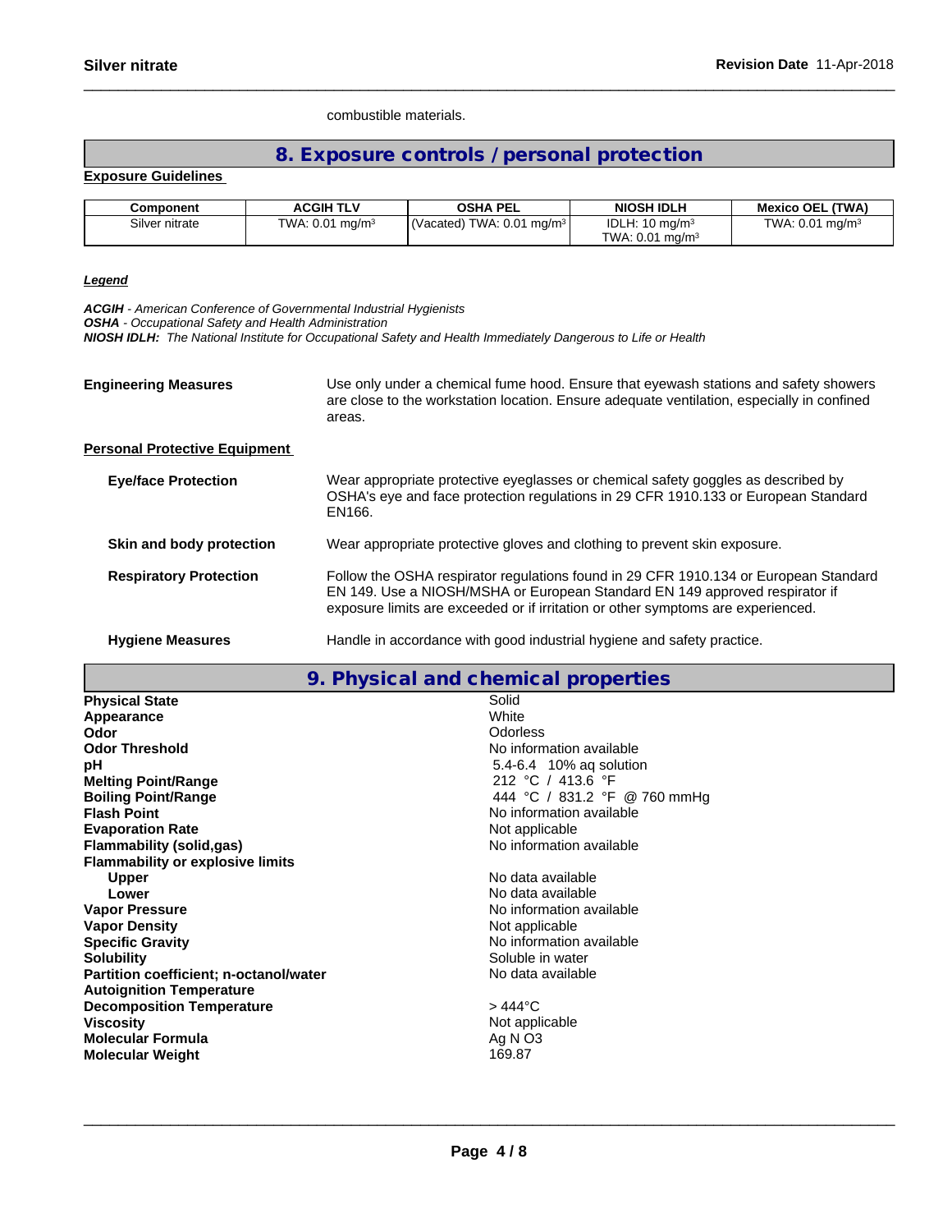combustible materials.

## 8. Exposure controls / personal protection

**Exposure Guidelines**

| Component | ACGIH TLV | OSHA PEL | NIOSH IDLH | Mexico OEL (TWA) |
|---|---|---|---|---|
| Silver nitrate | TWA: 0.01 mg/m³ | (Vacated) TWA: 0.01 mg/m³ | IDLH: 10 mg/m³<br>TWA: 0.01 mg/m³ | TWA: 0.01 mg/m³ |

***Legend***

***ACGIH*** *- American Conference of Governmental Industrial Hygienists*
***OSHA*** *- Occupational Safety and Health Administration*
***NIOSH IDLH:*** *The National Institute for Occupational Safety and Health Immediately Dangerous to Life or Health*

**Engineering Measures** — Use only under a chemical fume hood. Ensure that eyewash stations and safety showers are close to the workstation location. Ensure adequate ventilation, especially in confined areas.

**Personal Protective Equipment**

**Eye/face Protection** — Wear appropriate protective eyeglasses or chemical safety goggles as described by OSHA's eye and face protection regulations in 29 CFR 1910.133 or European Standard EN166.

**Skin and body protection** — Wear appropriate protective gloves and clothing to prevent skin exposure.

**Respiratory Protection** — Follow the OSHA respirator regulations found in 29 CFR 1910.134 or European Standard EN 149. Use a NIOSH/MSHA or European Standard EN 149 approved respirator if exposure limits are exceeded or if irritation or other symptoms are experienced.

**Hygiene Measures** — Handle in accordance with good industrial hygiene and safety practice.

## 9. Physical and chemical properties

| | |
|---|---|
| **Physical State** | Solid |
| **Appearance** | White |
| **Odor** | Odorless |
| **Odor Threshold** | No information available |
| **pH** | 5.4-6.4 10% aq solution |
| **Melting Point/Range** | 212 °C / 413.6 °F |
| **Boiling Point/Range** | 444 °C / 831.2 °F @ 760 mmHg |
| **Flash Point** | No information available |
| **Evaporation Rate** | Not applicable |
| **Flammability (solid,gas)** | No information available |
| **Flammability or explosive limits** | |
| **Upper** | No data available |
| **Lower** | No data available |
| **Vapor Pressure** | No information available |
| **Vapor Density** | Not applicable |
| **Specific Gravity** | No information available |
| **Solubility** | Soluble in water |
| **Partition coefficient; n-octanol/water** | No data available |
| **Autoignition Temperature** | |
| **Decomposition Temperature** | > 444°C |
| **Viscosity** | Not applicable |
| **Molecular Formula** | Ag N O3 |
| **Molecular Weight** | 169.87 |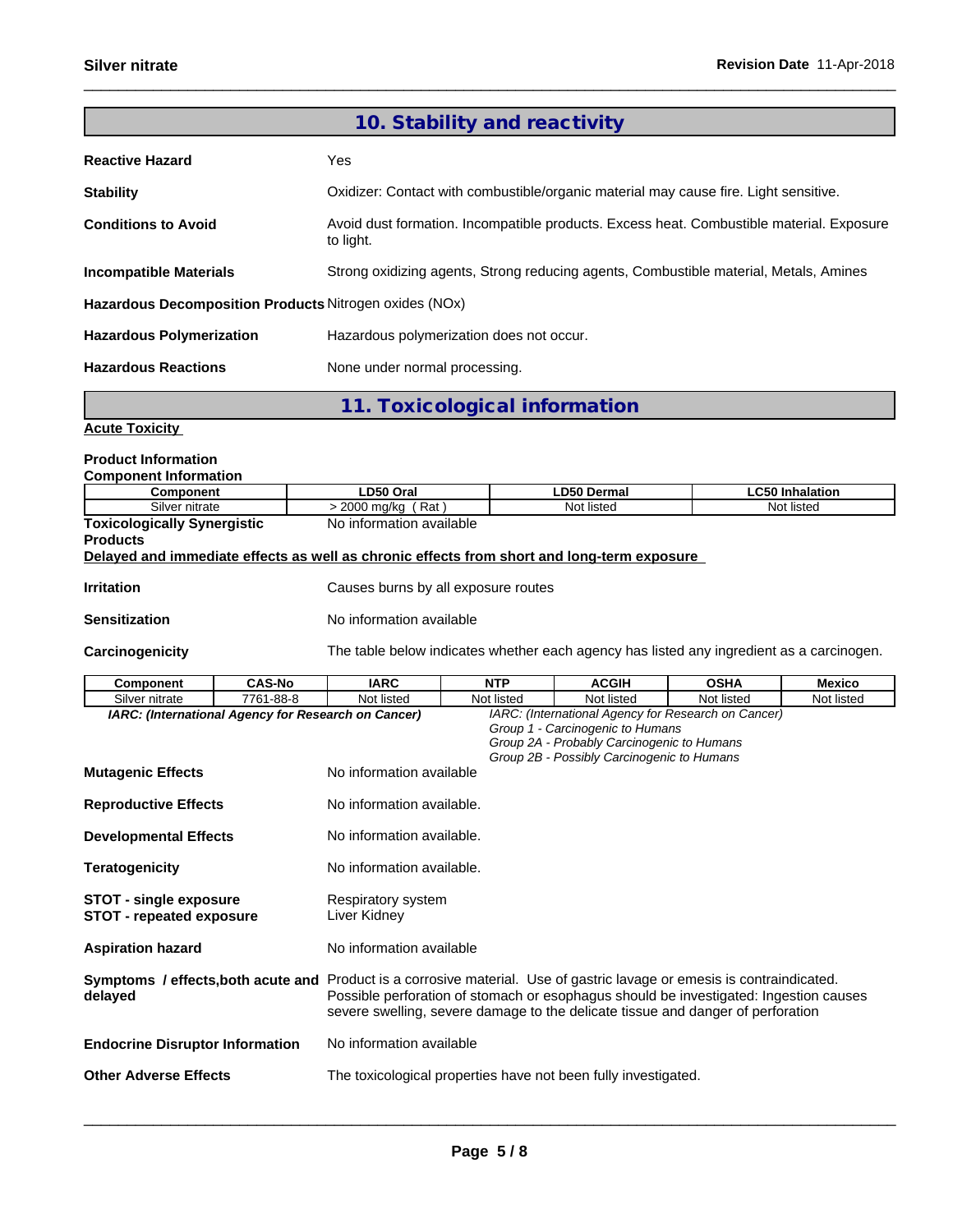## 10. Stability and reactivity

**Reactive Hazard** Yes

**Stability** Oxidizer: Contact with combustible/organic material may cause fire. Light sensitive.

**Conditions to Avoid** Avoid dust formation. Incompatible products. Excess heat. Combustible material. Exposure to light.

**Incompatible Materials** Strong oxidizing agents, Strong reducing agents, Combustible material, Metals, Amines

**Hazardous Decomposition Products** Nitrogen oxides (NOx)

**Hazardous Polymerization** Hazardous polymerization does not occur.

**Hazardous Reactions** None under normal processing.

## 11. Toxicological information

**Acute Toxicity**

**Product Information**

**Component Information**

| Component | LD50 Oral | LD50 Dermal | LC50 Inhalation |
|---|---|---|---|
| Silver nitrate | > 2000 mg/kg ( Rat ) | Not listed | Not listed |

**Toxicologically Synergistic Products** No information available

**Delayed and immediate effects as well as chronic effects from short and long-term exposure**

**Irritation** Causes burns by all exposure routes

**Sensitization** No information available

**Carcinogenicity** The table below indicates whether each agency has listed any ingredient as a carcinogen.

| Component | CAS-No | IARC | NTP | ACGIH | OSHA | Mexico |
|---|---|---|---|---|---|---|
| Silver nitrate | 7761-88-8 | Not listed | Not listed | Not listed | Not listed | Not listed |

***IARC: (International Agency for Research on Cancer)***

*IARC: (International Agency for Research on Cancer)*
*Group 1 - Carcinogenic to Humans*
*Group 2A - Probably Carcinogenic to Humans*
*Group 2B - Possibly Carcinogenic to Humans*

**Mutagenic Effects** No information available

**Reproductive Effects** No information available.

**Developmental Effects** No information available.

**Teratogenicity** No information available.

**STOT - single exposure** Respiratory system
**STOT - repeated exposure** Liver Kidney

**Aspiration hazard** No information available

**Symptoms / effects,both acute and delayed** Product is a corrosive material. Use of gastric lavage or emesis is contraindicated. Possible perforation of stomach or esophagus should be investigated: Ingestion causes severe swelling, severe damage to the delicate tissue and danger of perforation

**Endocrine Disruptor Information** No information available

**Other Adverse Effects** The toxicological properties have not been fully investigated.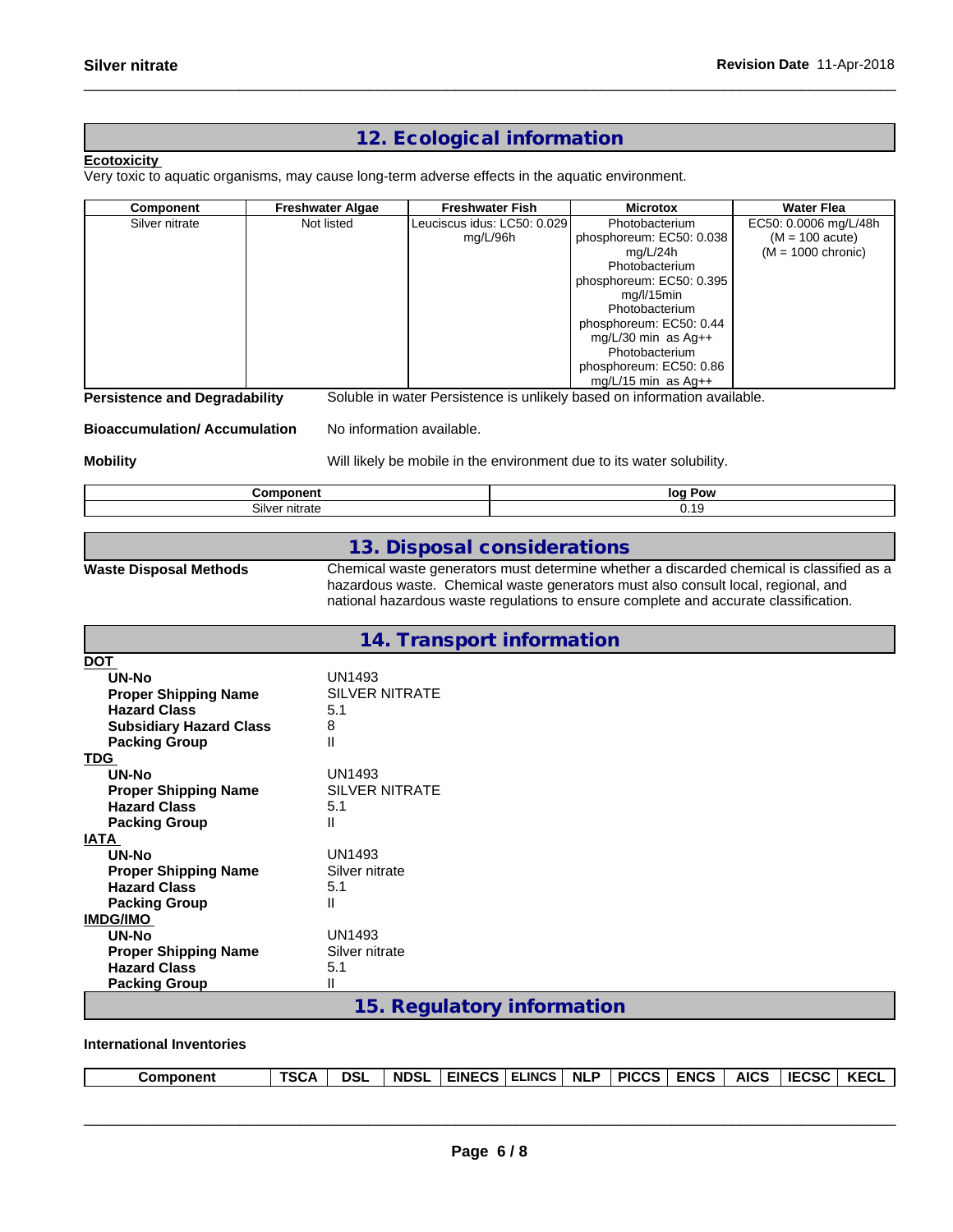## 12. Ecological information

**Ecotoxicity**

Very toxic to aquatic organisms, may cause long-term adverse effects in the aquatic environment.

| Component | Freshwater Algae | Freshwater Fish | Microtox | Water Flea |
|---|---|---|---|---|
| Silver nitrate | Not listed | Leuciscus idus: LC50: 0.029 mg/L/96h | Photobacterium phosphoreum: EC50: 0.038 mg/L/24h Photobacterium phosphoreum: EC50: 0.395 mg/l/15min Photobacterium phosphoreum: EC50: 0.44 mg/L/30 min as Ag++ Photobacterium phosphoreum: EC50: 0.86 mg/L/15 min as Ag++ | EC50: 0.0006 mg/L/48h (M = 100 acute) (M = 1000 chronic) |

**Persistence and Degradability** Soluble in water Persistence is unlikely based on information available.

**Bioaccumulation/ Accumulation** No information available.

**Mobility** Will likely be mobile in the environment due to its water solubility.

| Component | log Pow |
|---|---|
| Silver nitrate | 0.19 |

## 13. Disposal considerations

**Waste Disposal Methods** Chemical waste generators must determine whether a discarded chemical is classified as a hazardous waste. Chemical waste generators must also consult local, regional, and national hazardous waste regulations to ensure complete and accurate classification.

## 14. Transport information

**DOT**

- **UN-No** UN1493
- **Proper Shipping Name** SILVER NITRATE
- **Hazard Class** 5.1
- **Subsidiary Hazard Class** 8
- **Packing Group** II

**TDG**

- **UN-No** UN1493
- **Proper Shipping Name** SILVER NITRATE
- **Hazard Class** 5.1
- **Packing Group** II

**IATA**

- **UN-No** UN1493
- **Proper Shipping Name** Silver nitrate
- **Hazard Class** 5.1
- **Packing Group** II

**IMDG/IMO**

- **UN-No** UN1493
- **Proper Shipping Name** Silver nitrate
- **Hazard Class** 5.1
- **Packing Group** II

## 15. Regulatory information

**International Inventories**

| Component | TSCA | DSL | NDSL | EINECS | ELINCS | NLP | PICCS | ENCS | AICS | IECSC | KECL |
|---|---|---|---|---|---|---|---|---|---|---|---|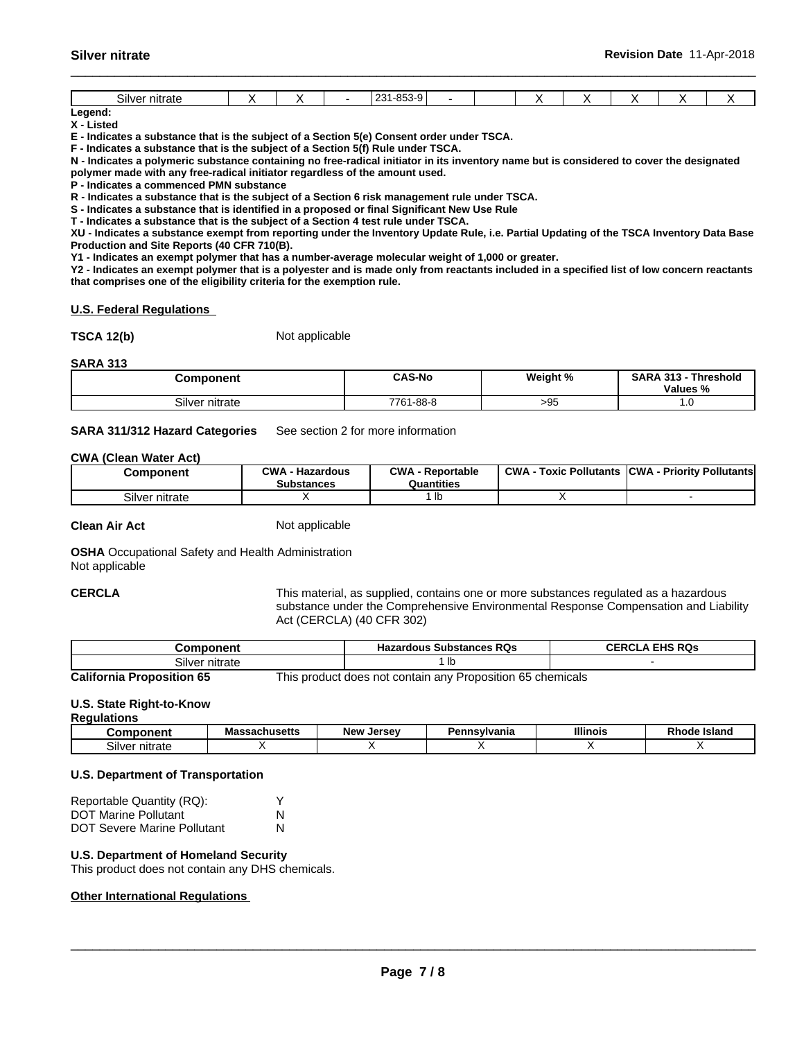| Silver nitrate | X | X | - | 231-853-9 | - | | X | X | X | X | X |
|---|---|---|---|---|---|---|---|---|---|---|---|

**Legend:**

**X - Listed**

**E - Indicates a substance that is the subject of a Section 5(e) Consent order under TSCA.**

**F - Indicates a substance that is the subject of a Section 5(f) Rule under TSCA.**

**N - Indicates a polymeric substance containing no free-radical initiator in its inventory name but is considered to cover the designated polymer made with any free-radical initiator regardless of the amount used.**

**P - Indicates a commenced PMN substance**

**R - Indicates a substance that is the subject of a Section 6 risk management rule under TSCA.**

**S - Indicates a substance that is identified in a proposed or final Significant New Use Rule**

**T - Indicates a substance that is the subject of a Section 4 test rule under TSCA.**

**XU - Indicates a substance exempt from reporting under the Inventory Update Rule, i.e. Partial Updating of the TSCA Inventory Data Base Production and Site Reports (40 CFR 710(B).**

**Y1 - Indicates an exempt polymer that has a number-average molecular weight of 1,000 or greater.**

**Y2 - Indicates an exempt polymer that is a polyester and is made only from reactants included in a specified list of low concern reactants that comprises one of the eligibility criteria for the exemption rule.**

## U.S. Federal Regulations

**TSCA 12(b)** Not applicable

**SARA 313**

| Component | CAS-No | Weight % | SARA 313 - Threshold Values % |
|---|---|---|---|
| Silver nitrate | 7761-88-8 | >95 | 1.0 |

**SARA 311/312 Hazard Categories** See section 2 for more information

**CWA (Clean Water Act)**

| Component | CWA - Hazardous Substances | CWA - Reportable Quantities | CWA - Toxic Pollutants | CWA - Priority Pollutants |
|---|---|---|---|---|
| Silver nitrate | X | 1 lb | X | - |

**Clean Air Act** Not applicable

**OSHA** Occupational Safety and Health Administration
Not applicable

**CERCLA** This material, as supplied, contains one or more substances regulated as a hazardous substance under the Comprehensive Environmental Response Compensation and Liability Act (CERCLA) (40 CFR 302)

| Component | Hazardous Substances RQs | CERCLA EHS RQs |
|---|---|---|
| Silver nitrate | 1 lb | - |

**California Proposition 65** This product does not contain any Proposition 65 chemicals

**U.S. State Right-to-Know Regulations**

| Component | Massachusetts | New Jersey | Pennsylvania | Illinois | Rhode Island |
|---|---|---|---|---|---|
| Silver nitrate | X | X | X | X | X |

**U.S. Department of Transportation**

Reportable Quantity (RQ): Y
DOT Marine Pollutant N
DOT Severe Marine Pollutant N

**U.S. Department of Homeland Security**

This product does not contain any DHS chemicals.

## Other International Regulations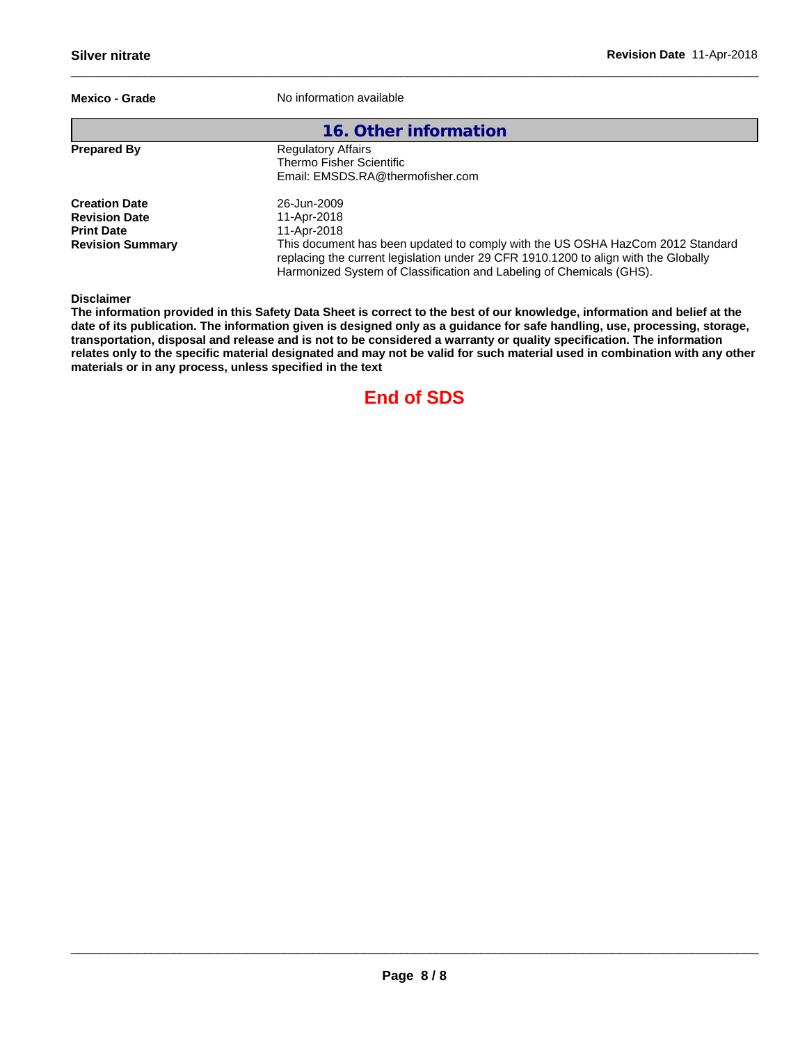| | |
|---|---|
| **Mexico - Grade** | No information available |

## 16. Other information

| | |
|---|---|
| **Prepared By** | Regulatory Affairs<br>Thermo Fisher Scientific<br>Email: EMSDS.RA@thermofisher.com |
| **Creation Date** | 26-Jun-2009 |
| **Revision Date** | 11-Apr-2018 |
| **Print Date** | 11-Apr-2018 |
| **Revision Summary** | This document has been updated to comply with the US OSHA HazCom 2012 Standard replacing the current legislation under 29 CFR 1910.1200 to align with the Globally Harmonized System of Classification and Labeling of Chemicals (GHS). |

**Disclaimer**

**The information provided in this Safety Data Sheet is correct to the best of our knowledge, information and belief at the date of its publication. The information given is designed only as a guidance for safe handling, use, processing, storage, transportation, disposal and release and is not to be considered a warranty or quality specification. The information relates only to the specific material designated and may not be valid for such material used in combination with any other materials or in any process, unless specified in the text**

**End of SDS**